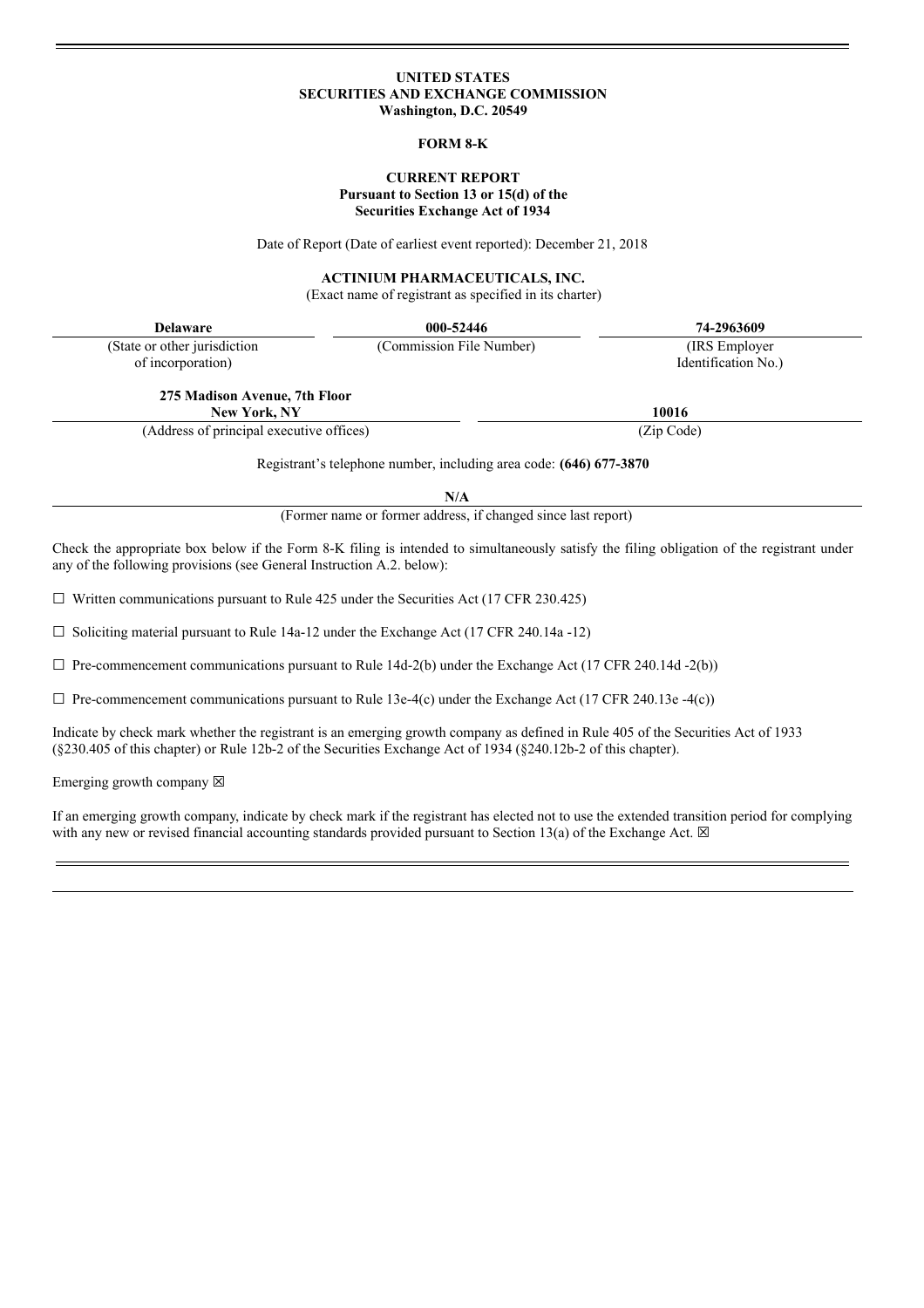**UNITED STATES**
**SECURITIES AND EXCHANGE COMMISSION**
**Washington, D.C. 20549**

**FORM 8-K**

**CURRENT REPORT**
**Pursuant to Section 13 or 15(d) of the**
**Securities Exchange Act of 1934**

Date of Report (Date of earliest event reported): December 21, 2018

**ACTINIUM PHARMACEUTICALS, INC.**
(Exact name of registrant as specified in its charter)

| | | |
|---|---|---|
| **Delaware** | **000-52446** | **74-2963609** |
| (State or other jurisdiction of incorporation) | (Commission File Number) | (IRS Employer Identification No.) |

| | |
|---|---|
| **275 Madison Avenue, 7th Floor New York, NY** | **10016** |
| (Address of principal executive offices) | (Zip Code) |

Registrant's telephone number, including area code: **(646) 677-3870**

**N/A**
(Former name or former address, if changed since last report)

Check the appropriate box below if the Form 8-K filing is intended to simultaneously satisfy the filing obligation of the registrant under any of the following provisions (see General Instruction A.2. below):

☐ Written communications pursuant to Rule 425 under the Securities Act (17 CFR 230.425)

☐ Soliciting material pursuant to Rule 14a-12 under the Exchange Act (17 CFR 240.14a -12)

☐ Pre-commencement communications pursuant to Rule 14d-2(b) under the Exchange Act (17 CFR 240.14d -2(b))

☐ Pre-commencement communications pursuant to Rule 13e-4(c) under the Exchange Act (17 CFR 240.13e -4(c))

Indicate by check mark whether the registrant is an emerging growth company as defined in Rule 405 of the Securities Act of 1933 (§230.405 of this chapter) or Rule 12b-2 of the Securities Exchange Act of 1934 (§240.12b-2 of this chapter).

Emerging growth company ☒

If an emerging growth company, indicate by check mark if the registrant has elected not to use the extended transition period for complying with any new or revised financial accounting standards provided pursuant to Section 13(a) of the Exchange Act. ☒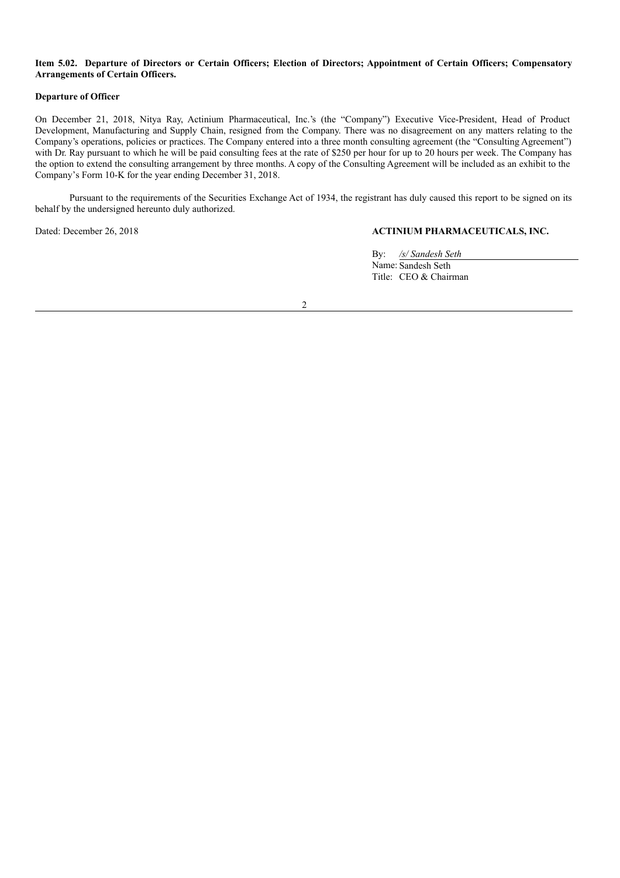**Item 5.02. Departure of Directors or Certain Officers; Election of Directors; Appointment of Certain Officers; Compensatory Arrangements of Certain Officers.**

**Departure of Officer**

On December 21, 2018, Nitya Ray, Actinium Pharmaceutical, Inc.'s (the "Company") Executive Vice-President, Head of Product Development, Manufacturing and Supply Chain, resigned from the Company. There was no disagreement on any matters relating to the Company's operations, policies or practices. The Company entered into a three month consulting agreement (the "Consulting Agreement") with Dr. Ray pursuant to which he will be paid consulting fees at the rate of $250 per hour for up to 20 hours per week. The Company has the option to extend the consulting arrangement by three months. A copy of the Consulting Agreement will be included as an exhibit to the Company's Form 10-K for the year ending December 31, 2018.

Pursuant to the requirements of the Securities Exchange Act of 1934, the registrant has duly caused this report to be signed on its behalf by the undersigned hereunto duly authorized.

Dated: December 26, 2018

**ACTINIUM PHARMACEUTICALS, INC.**

By: */s/ Sandesh Seth*
Name: Sandesh Seth
Title: CEO & Chairman